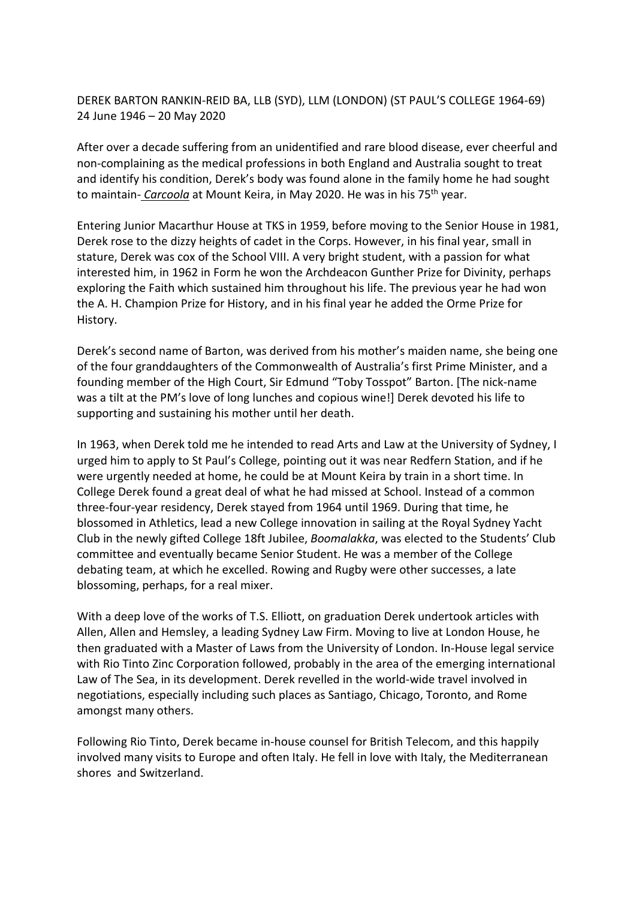DEREK BARTON RANKIN-REID BA, LLB (SYD), LLM (LONDON) (ST PAUL'S COLLEGE 1964-69)
24 June 1946 – 20 May 2020

After over a decade suffering from an unidentified and rare blood disease, ever cheerful and non-complaining as the medical professions in both England and Australia sought to treat and identify his condition, Derek's body was found alone in the family home he had sought to maintain- ***Carcoola*** at Mount Keira, in May 2020. He was in his 75th year.

Entering Junior Macarthur House at TKS in 1959, before moving to the Senior House in 1981, Derek rose to the dizzy heights of cadet in the Corps. However, in his final year, small in stature, Derek was cox of the School VIII. A very bright student, with a passion for what interested him, in 1962 in Form he won the Archdeacon Gunther Prize for Divinity, perhaps exploring the Faith which sustained him throughout his life. The previous year he had won the A. H. Champion Prize for History, and in his final year he added the Orme Prize for History.

Derek's second name of Barton, was derived from his mother's maiden name, she being one of the four granddaughters of the Commonwealth of Australia's first Prime Minister, and a founding member of the High Court, Sir Edmund "Toby Tosspot" Barton. [The nick-name was a tilt at the PM's love of long lunches and copious wine!] Derek devoted his life to supporting and sustaining his mother until her death.

In 1963, when Derek told me he intended to read Arts and Law at the University of Sydney, I urged him to apply to St Paul's College, pointing out it was near Redfern Station, and if he were urgently needed at home, he could be at Mount Keira by train in a short time. In College Derek found a great deal of what he had missed at School. Instead of a common three-four-year residency, Derek stayed from 1964 until 1969. During that time, he blossomed in Athletics, lead a new College innovation in sailing at the Royal Sydney Yacht Club in the newly gifted College 18ft Jubilee, *Boomalakka*, was elected to the Students' Club committee and eventually became Senior Student. He was a member of the College debating team, at which he excelled. Rowing and Rugby were other successes, a late blossoming, perhaps, for a real mixer.

With a deep love of the works of T.S. Elliott, on graduation Derek undertook articles with Allen, Allen and Hemsley, a leading Sydney Law Firm. Moving to live at London House, he then graduated with a Master of Laws from the University of London. In-House legal service with Rio Tinto Zinc Corporation followed, probably in the area of the emerging international Law of The Sea, in its development. Derek revelled in the world-wide travel involved in negotiations, especially including such places as Santiago, Chicago, Toronto, and Rome amongst many others.

Following Rio Tinto, Derek became in-house counsel for British Telecom, and this happily involved many visits to Europe and often Italy. He fell in love with Italy, the Mediterranean shores and Switzerland.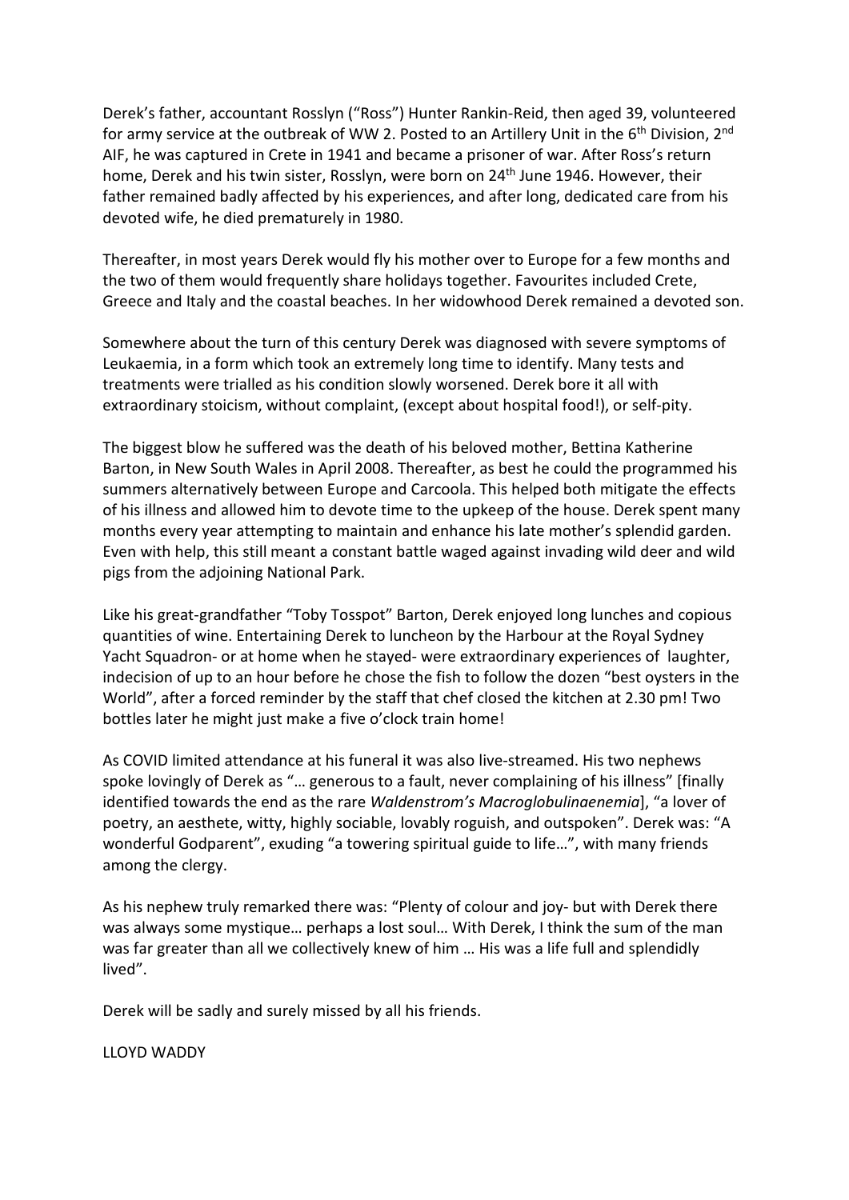Derek's father, accountant Rosslyn ("Ross") Hunter Rankin-Reid, then aged 39, volunteered for army service at the outbreak of WW 2. Posted to an Artillery Unit in the 6th Division, 2nd AIF, he was captured in Crete in 1941 and became a prisoner of war. After Ross's return home, Derek and his twin sister, Rosslyn, were born on 24th June 1946. However, their father remained badly affected by his experiences, and after long, dedicated care from his devoted wife, he died prematurely in 1980.

Thereafter, in most years Derek would fly his mother over to Europe for a few months and the two of them would frequently share holidays together. Favourites included Crete, Greece and Italy and the coastal beaches. In her widowhood Derek remained a devoted son.

Somewhere about the turn of this century Derek was diagnosed with severe symptoms of Leukaemia, in a form which took an extremely long time to identify. Many tests and treatments were trialled as his condition slowly worsened. Derek bore it all with extraordinary stoicism, without complaint, (except about hospital food!), or self-pity.

The biggest blow he suffered was the death of his beloved mother, Bettina Katherine Barton, in New South Wales in April 2008. Thereafter, as best he could the programmed his summers alternatively between Europe and Carcoola. This helped both mitigate the effects of his illness and allowed him to devote time to the upkeep of the house. Derek spent many months every year attempting to maintain and enhance his late mother's splendid garden. Even with help, this still meant a constant battle waged against invading wild deer and wild pigs from the adjoining National Park.

Like his great-grandfather "Toby Tosspot" Barton, Derek enjoyed long lunches and copious quantities of wine. Entertaining Derek to luncheon by the Harbour at the Royal Sydney Yacht Squadron- or at home when he stayed- were extraordinary experiences of laughter, indecision of up to an hour before he chose the fish to follow the dozen "best oysters in the World", after a forced reminder by the staff that chef closed the kitchen at 2.30 pm! Two bottles later he might just make a five o'clock train home!

As COVID limited attendance at his funeral it was also live-streamed. His two nephews spoke lovingly of Derek as "… generous to a fault, never complaining of his illness" [finally identified towards the end as the rare *Waldenstrom's Macroglobulinaenemia*], "a lover of poetry, an aesthete, witty, highly sociable, lovably roguish, and outspoken". Derek was: "A wonderful Godparent", exuding "a towering spiritual guide to life…", with many friends among the clergy.

As his nephew truly remarked there was: "Plenty of colour and joy- but with Derek there was always some mystique… perhaps a lost soul… With Derek, I think the sum of the man was far greater than all we collectively knew of him … His was a life full and splendidly lived".

Derek will be sadly and surely missed by all his friends.

LLOYD WADDY